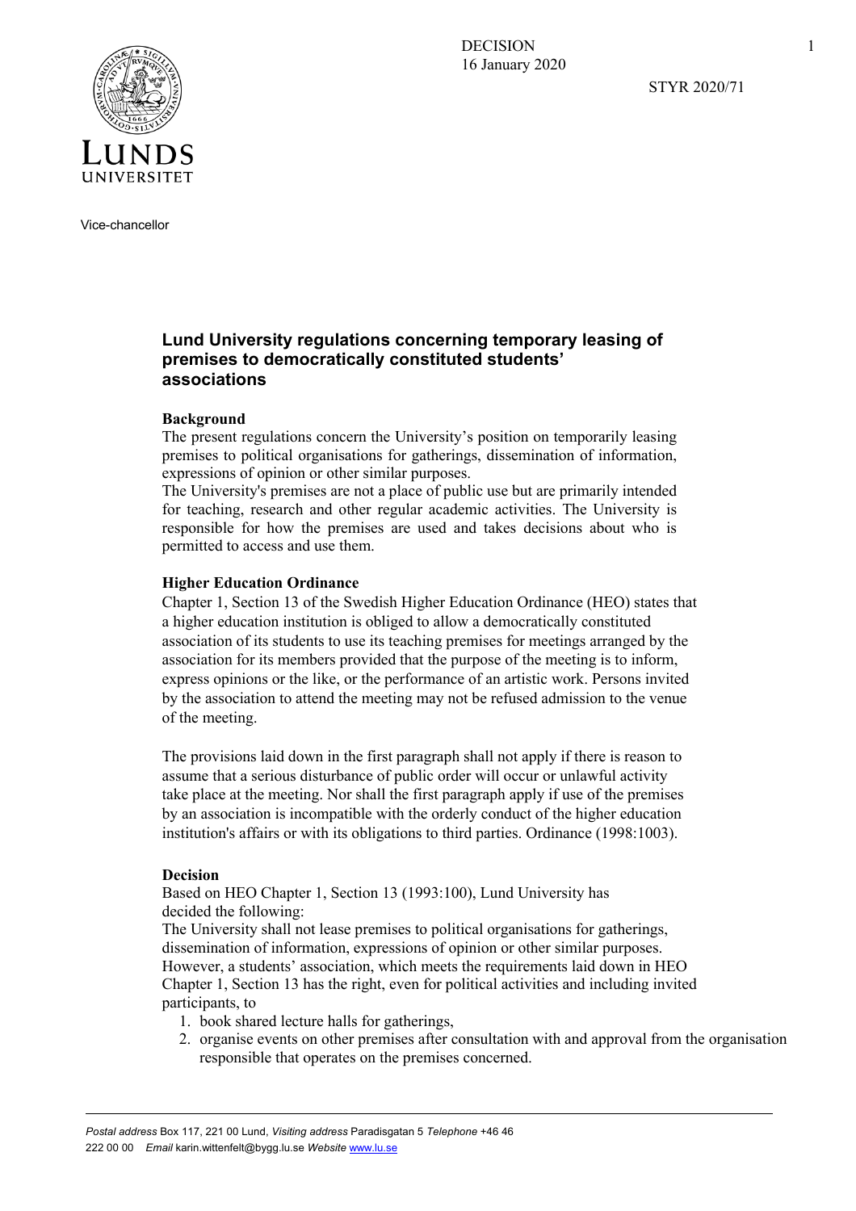LUNDS UNIVERSITET

Vice-chancellor

DECISION
16 January 2020

STYR 2020/71

# Lund University regulations concerning temporary leasing of premises to democratically constituted students' associations

**Background**

The present regulations concern the University's position on temporarily leasing premises to political organisations for gatherings, dissemination of information, expressions of opinion or other similar purposes.
The University's premises are not a place of public use but are primarily intended for teaching, research and other regular academic activities. The University is responsible for how the premises are used and takes decisions about who is permitted to access and use them.

**Higher Education Ordinance**

Chapter 1, Section 13 of the Swedish Higher Education Ordinance (HEO) states that a higher education institution is obliged to allow a democratically constituted association of its students to use its teaching premises for meetings arranged by the association for its members provided that the purpose of the meeting is to inform, express opinions or the like, or the performance of an artistic work. Persons invited by the association to attend the meeting may not be refused admission to the venue of the meeting.

The provisions laid down in the first paragraph shall not apply if there is reason to assume that a serious disturbance of public order will occur or unlawful activity take place at the meeting. Nor shall the first paragraph apply if use of the premises by an association is incompatible with the orderly conduct of the higher education institution's affairs or with its obligations to third parties. Ordinance (1998:1003).

**Decision**

Based on HEO Chapter 1, Section 13 (1993:100), Lund University has decided the following:
The University shall not lease premises to political organisations for gatherings, dissemination of information, expressions of opinion or other similar purposes.
However, a students' association, which meets the requirements laid down in HEO Chapter 1, Section 13 has the right, even for political activities and including invited participants, to

1. book shared lecture halls for gatherings,
2. organise events on other premises after consultation with and approval from the organisation responsible that operates on the premises concerned.

*Postal address* Box 117, 221 00 Lund, *Visiting address* Paradisgatan 5 *Telephone* +46 46 222 00 00 *Email* karin.wittenfelt@bygg.lu.se *Website* www.lu.se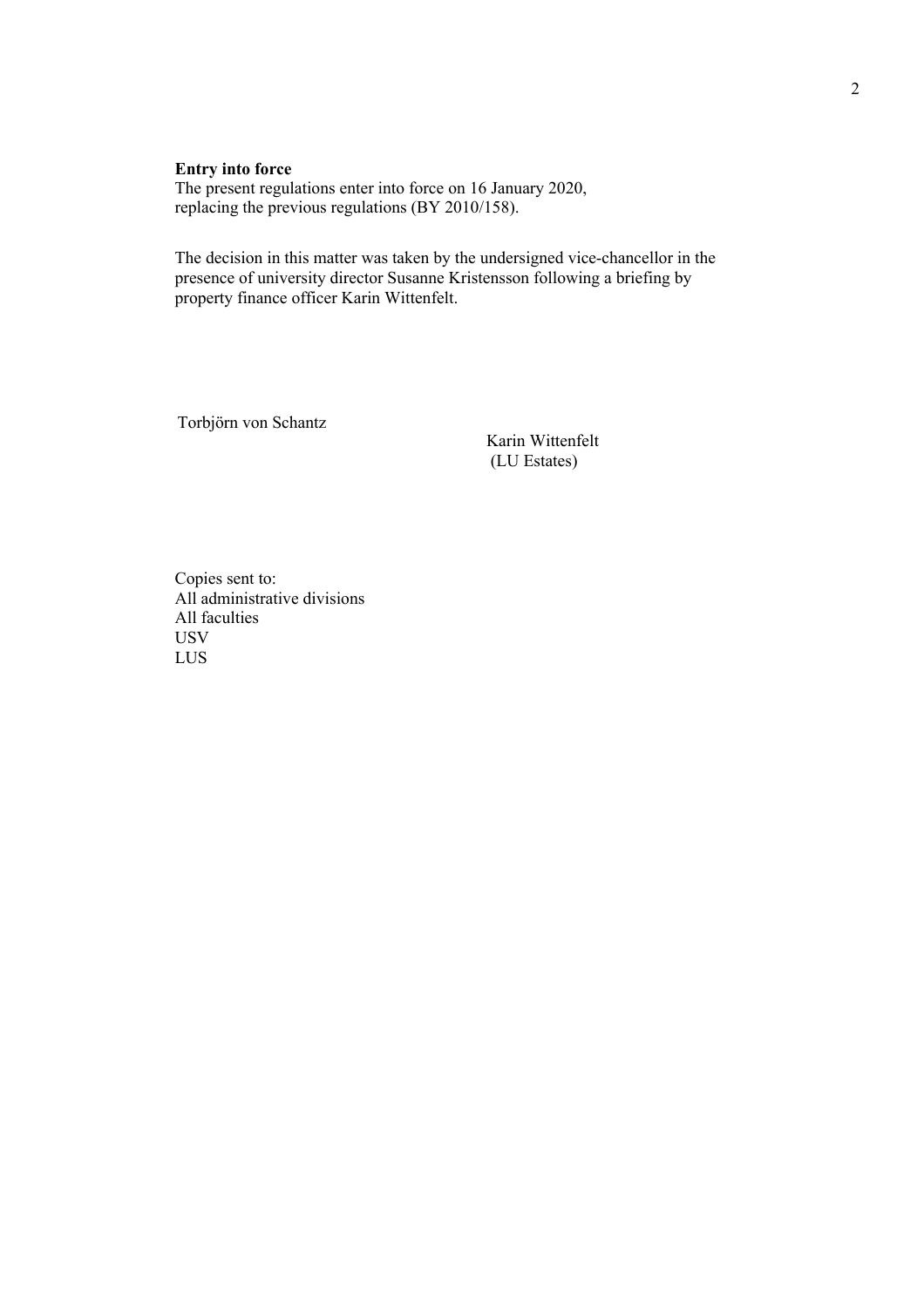**Entry into force**
The present regulations enter into force on 16 January 2020, replacing the previous regulations (BY 2010/158).

The decision in this matter was taken by the undersigned vice-chancellor in the presence of university director Susanne Kristensson following a briefing by property finance officer Karin Wittenfelt.

Torbjörn von Schantz

Karin Wittenfelt
(LU Estates)

Copies sent to:
All administrative divisions
All faculties
USV
LUS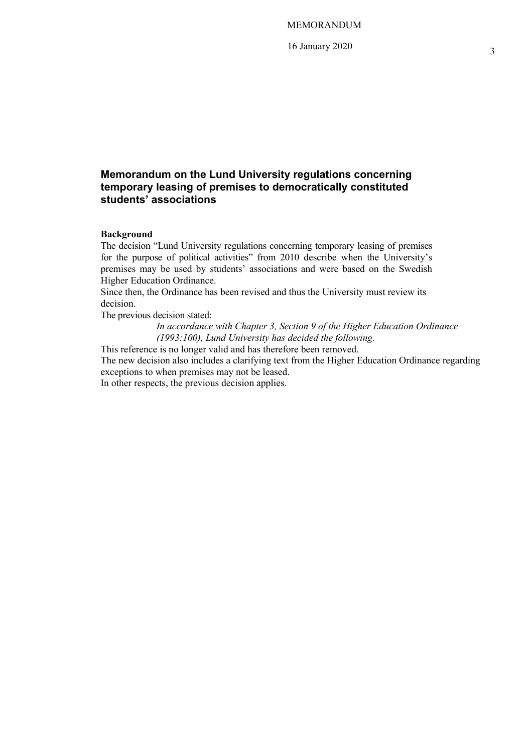## Memorandum on the Lund University regulations concerning temporary leasing of premises to democratically constituted students' associations

**Background**

The decision "Lund University regulations concerning temporary leasing of premises for the purpose of political activities" from 2010 describe when the University's premises may be used by students' associations and were based on the Swedish Higher Education Ordinance.

Since then, the Ordinance has been revised and thus the University must review its decision.

The previous decision stated:

> *In accordance with Chapter 3, Section 9 of the Higher Education Ordinance (1993:100), Lund University has decided the following.*

This reference is no longer valid and has therefore been removed.

The new decision also includes a clarifying text from the Higher Education Ordinance regarding exceptions to when premises may not be leased.

In other respects, the previous decision applies.